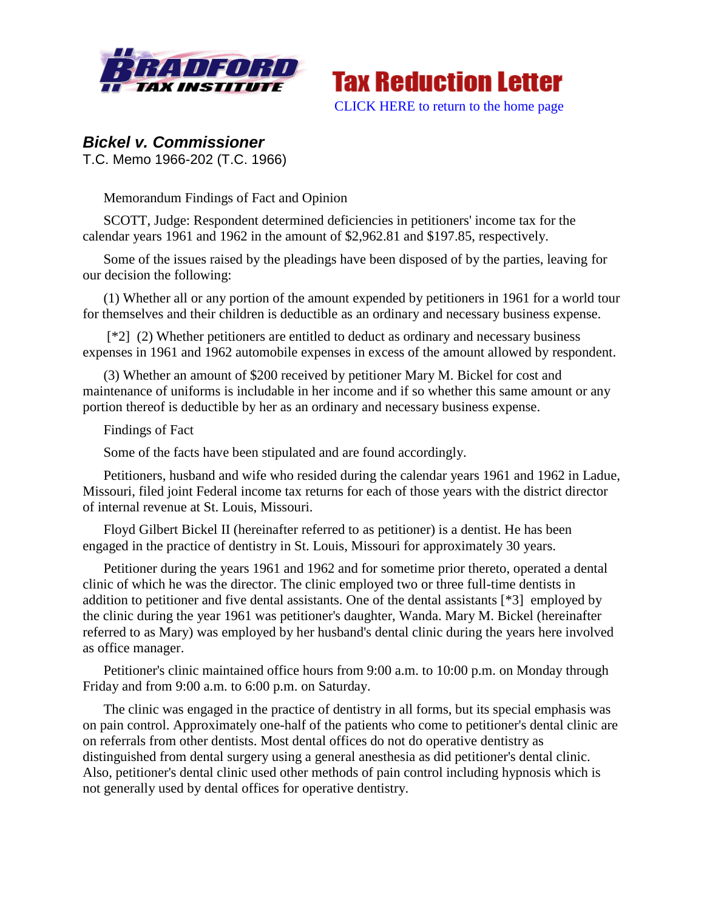**Bradford Tax Institute** — **Tax Reduction Letter**

CLICK HERE to return to the home page

### *Bickel v. Commissioner*

T.C. Memo 1966-202 (T.C. 1966)

Memorandum Findings of Fact and Opinion

SCOTT, Judge: Respondent determined deficiencies in petitioners' income tax for the calendar years 1961 and 1962 in the amount of $2,962.81 and $197.85, respectively.

Some of the issues raised by the pleadings have been disposed of by the parties, leaving for our decision the following:

(1) Whether all or any portion of the amount expended by petitioners in 1961 for a world tour for themselves and their children is deductible as an ordinary and necessary business expense.

[*2] (2) Whether petitioners are entitled to deduct as ordinary and necessary business expenses in 1961 and 1962 automobile expenses in excess of the amount allowed by respondent.

(3) Whether an amount of $200 received by petitioner Mary M. Bickel for cost and maintenance of uniforms is includable in her income and if so whether this same amount or any portion thereof is deductible by her as an ordinary and necessary business expense.

Findings of Fact

Some of the facts have been stipulated and are found accordingly.

Petitioners, husband and wife who resided during the calendar years 1961 and 1962 in Ladue, Missouri, filed joint Federal income tax returns for each of those years with the district director of internal revenue at St. Louis, Missouri.

Floyd Gilbert Bickel II (hereinafter referred to as petitioner) is a dentist. He has been engaged in the practice of dentistry in St. Louis, Missouri for approximately 30 years.

Petitioner during the years 1961 and 1962 and for sometime prior thereto, operated a dental clinic of which he was the director. The clinic employed two or three full-time dentists in addition to petitioner and five dental assistants. One of the dental assistants [*3] employed by the clinic during the year 1961 was petitioner's daughter, Wanda. Mary M. Bickel (hereinafter referred to as Mary) was employed by her husband's dental clinic during the years here involved as office manager.

Petitioner's clinic maintained office hours from 9:00 a.m. to 10:00 p.m. on Monday through Friday and from 9:00 a.m. to 6:00 p.m. on Saturday.

The clinic was engaged in the practice of dentistry in all forms, but its special emphasis was on pain control. Approximately one-half of the patients who come to petitioner's dental clinic are on referrals from other dentists. Most dental offices do not do operative dentistry as distinguished from dental surgery using a general anesthesia as did petitioner's dental clinic. Also, petitioner's dental clinic used other methods of pain control including hypnosis which is not generally used by dental offices for operative dentistry.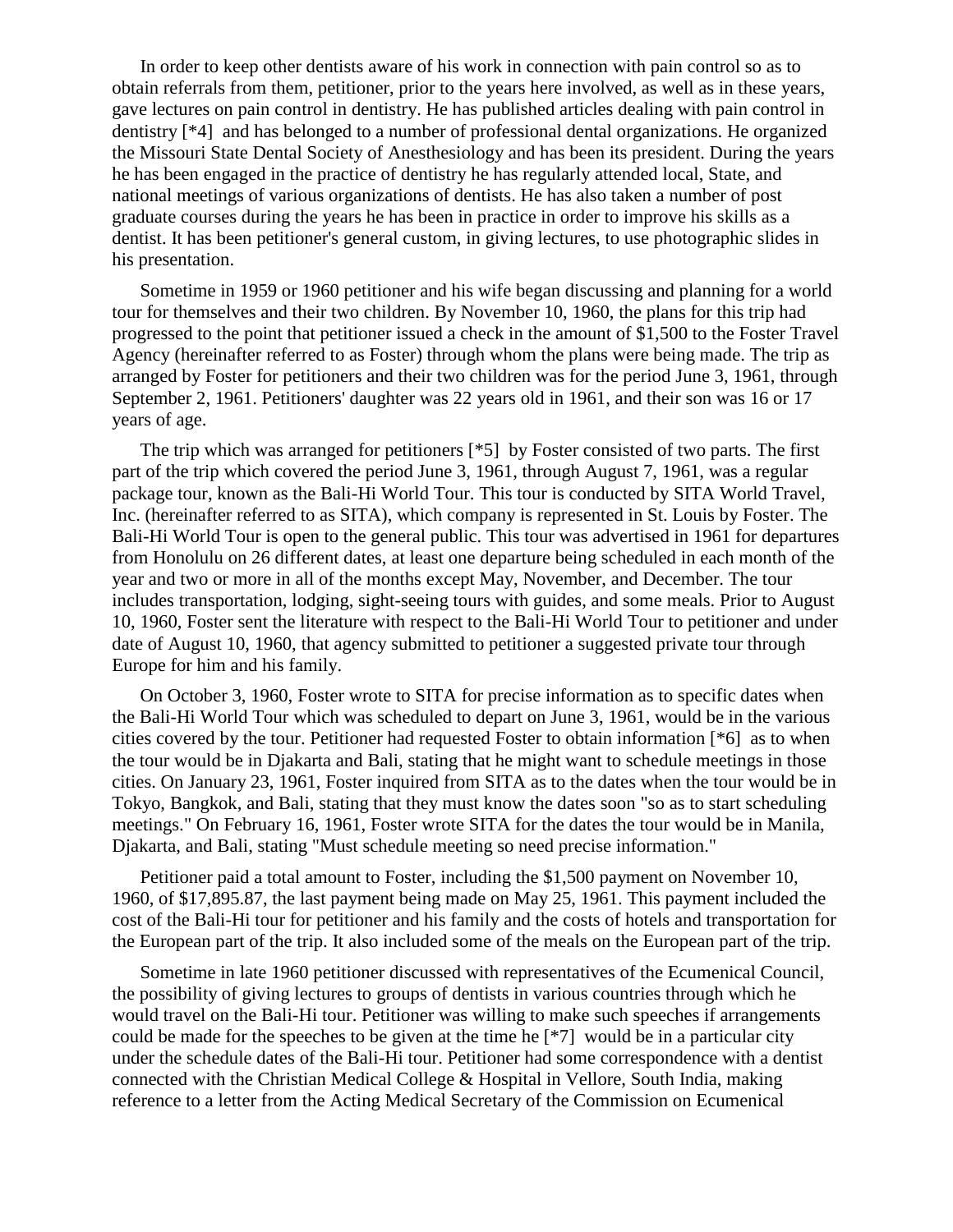In order to keep other dentists aware of his work in connection with pain control so as to obtain referrals from them, petitioner, prior to the years here involved, as well as in these years, gave lectures on pain control in dentistry. He has published articles dealing with pain control in dentistry [*4] and has belonged to a number of professional dental organizations. He organized the Missouri State Dental Society of Anesthesiology and has been its president. During the years he has been engaged in the practice of dentistry he has regularly attended local, State, and national meetings of various organizations of dentists. He has also taken a number of post graduate courses during the years he has been in practice in order to improve his skills as a dentist. It has been petitioner's general custom, in giving lectures, to use photographic slides in his presentation.

Sometime in 1959 or 1960 petitioner and his wife began discussing and planning for a world tour for themselves and their two children. By November 10, 1960, the plans for this trip had progressed to the point that petitioner issued a check in the amount of $1,500 to the Foster Travel Agency (hereinafter referred to as Foster) through whom the plans were being made. The trip as arranged by Foster for petitioners and their two children was for the period June 3, 1961, through September 2, 1961. Petitioners' daughter was 22 years old in 1961, and their son was 16 or 17 years of age.

The trip which was arranged for petitioners [*5] by Foster consisted of two parts. The first part of the trip which covered the period June 3, 1961, through August 7, 1961, was a regular package tour, known as the Bali-Hi World Tour. This tour is conducted by SITA World Travel, Inc. (hereinafter referred to as SITA), which company is represented in St. Louis by Foster. The Bali-Hi World Tour is open to the general public. This tour was advertised in 1961 for departures from Honolulu on 26 different dates, at least one departure being scheduled in each month of the year and two or more in all of the months except May, November, and December. The tour includes transportation, lodging, sight-seeing tours with guides, and some meals. Prior to August 10, 1960, Foster sent the literature with respect to the Bali-Hi World Tour to petitioner and under date of August 10, 1960, that agency submitted to petitioner a suggested private tour through Europe for him and his family.

On October 3, 1960, Foster wrote to SITA for precise information as to specific dates when the Bali-Hi World Tour which was scheduled to depart on June 3, 1961, would be in the various cities covered by the tour. Petitioner had requested Foster to obtain information [*6] as to when the tour would be in Djakarta and Bali, stating that he might want to schedule meetings in those cities. On January 23, 1961, Foster inquired from SITA as to the dates when the tour would be in Tokyo, Bangkok, and Bali, stating that they must know the dates soon "so as to start scheduling meetings." On February 16, 1961, Foster wrote SITA for the dates the tour would be in Manila, Djakarta, and Bali, stating "Must schedule meeting so need precise information."

Petitioner paid a total amount to Foster, including the $1,500 payment on November 10, 1960, of $17,895.87, the last payment being made on May 25, 1961. This payment included the cost of the Bali-Hi tour for petitioner and his family and the costs of hotels and transportation for the European part of the trip. It also included some of the meals on the European part of the trip.

Sometime in late 1960 petitioner discussed with representatives of the Ecumenical Council, the possibility of giving lectures to groups of dentists in various countries through which he would travel on the Bali-Hi tour. Petitioner was willing to make such speeches if arrangements could be made for the speeches to be given at the time he [*7] would be in a particular city under the schedule dates of the Bali-Hi tour. Petitioner had some correspondence with a dentist connected with the Christian Medical College & Hospital in Vellore, South India, making reference to a letter from the Acting Medical Secretary of the Commission on Ecumenical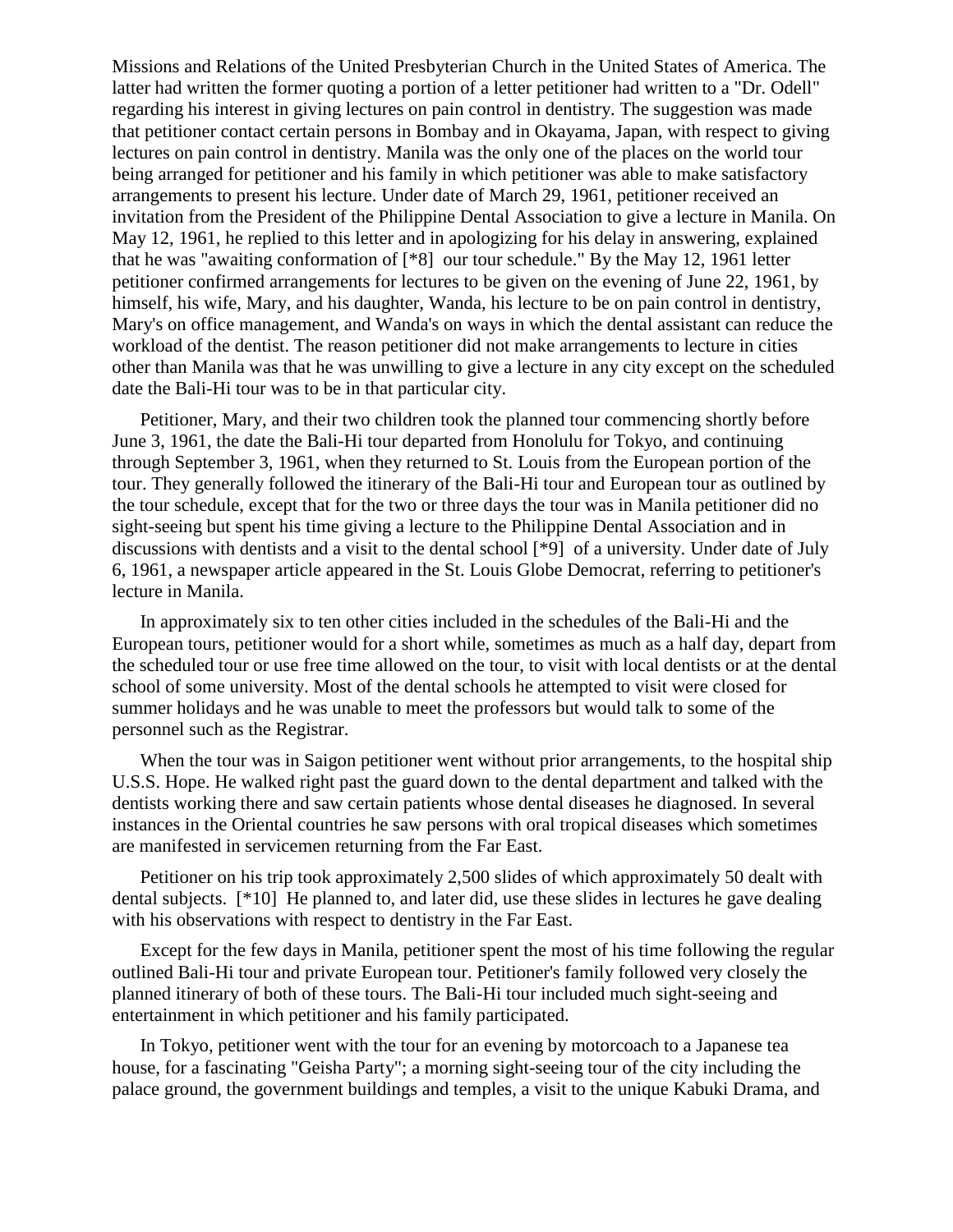Missions and Relations of the United Presbyterian Church in the United States of America. The latter had written the former quoting a portion of a letter petitioner had written to a "Dr. Odell" regarding his interest in giving lectures on pain control in dentistry. The suggestion was made that petitioner contact certain persons in Bombay and in Okayama, Japan, with respect to giving lectures on pain control in dentistry. Manila was the only one of the places on the world tour being arranged for petitioner and his family in which petitioner was able to make satisfactory arrangements to present his lecture. Under date of March 29, 1961, petitioner received an invitation from the President of the Philippine Dental Association to give a lecture in Manila. On May 12, 1961, he replied to this letter and in apologizing for his delay in answering, explained that he was "awaiting conformation of [*8] our tour schedule." By the May 12, 1961 letter petitioner confirmed arrangements for lectures to be given on the evening of June 22, 1961, by himself, his wife, Mary, and his daughter, Wanda, his lecture to be on pain control in dentistry, Mary's on office management, and Wanda's on ways in which the dental assistant can reduce the workload of the dentist. The reason petitioner did not make arrangements to lecture in cities other than Manila was that he was unwilling to give a lecture in any city except on the scheduled date the Bali-Hi tour was to be in that particular city.

Petitioner, Mary, and their two children took the planned tour commencing shortly before June 3, 1961, the date the Bali-Hi tour departed from Honolulu for Tokyo, and continuing through September 3, 1961, when they returned to St. Louis from the European portion of the tour. They generally followed the itinerary of the Bali-Hi tour and European tour as outlined by the tour schedule, except that for the two or three days the tour was in Manila petitioner did no sight-seeing but spent his time giving a lecture to the Philippine Dental Association and in discussions with dentists and a visit to the dental school [*9] of a university. Under date of July 6, 1961, a newspaper article appeared in the St. Louis Globe Democrat, referring to petitioner's lecture in Manila.

In approximately six to ten other cities included in the schedules of the Bali-Hi and the European tours, petitioner would for a short while, sometimes as much as a half day, depart from the scheduled tour or use free time allowed on the tour, to visit with local dentists or at the dental school of some university. Most of the dental schools he attempted to visit were closed for summer holidays and he was unable to meet the professors but would talk to some of the personnel such as the Registrar.

When the tour was in Saigon petitioner went without prior arrangements, to the hospital ship U.S.S. Hope. He walked right past the guard down to the dental department and talked with the dentists working there and saw certain patients whose dental diseases he diagnosed. In several instances in the Oriental countries he saw persons with oral tropical diseases which sometimes are manifested in servicemen returning from the Far East.

Petitioner on his trip took approximately 2,500 slides of which approximately 50 dealt with dental subjects. [*10] He planned to, and later did, use these slides in lectures he gave dealing with his observations with respect to dentistry in the Far East.

Except for the few days in Manila, petitioner spent the most of his time following the regular outlined Bali-Hi tour and private European tour. Petitioner's family followed very closely the planned itinerary of both of these tours. The Bali-Hi tour included much sight-seeing and entertainment in which petitioner and his family participated.

In Tokyo, petitioner went with the tour for an evening by motorcoach to a Japanese tea house, for a fascinating "Geisha Party"; a morning sight-seeing tour of the city including the palace ground, the government buildings and temples, a visit to the unique Kabuki Drama, and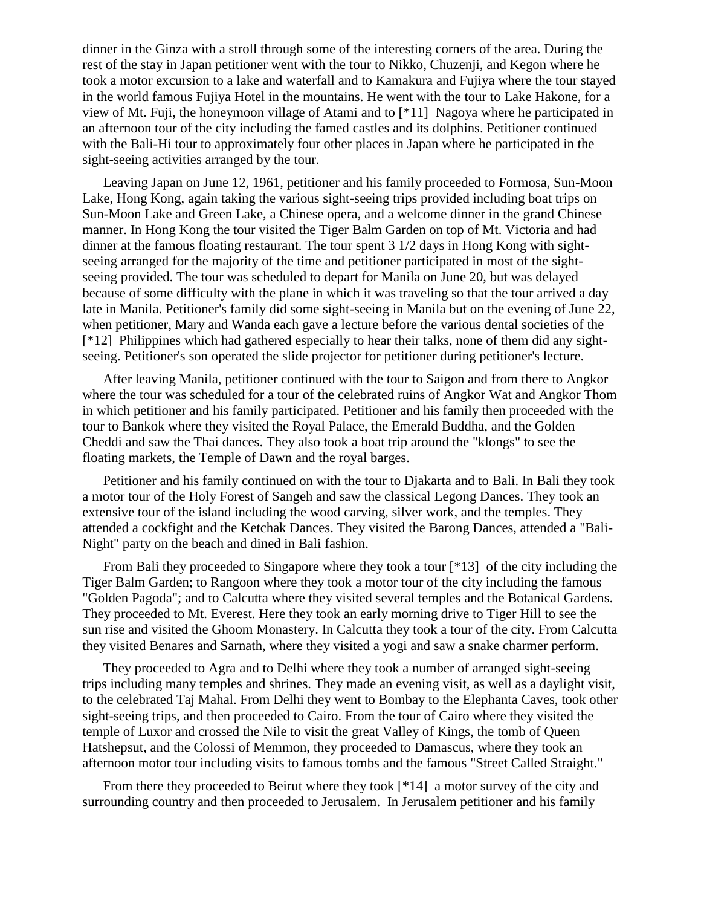dinner in the Ginza with a stroll through some of the interesting corners of the area. During the rest of the stay in Japan petitioner went with the tour to Nikko, Chuzenji, and Kegon where he took a motor excursion to a lake and waterfall and to Kamakura and Fujiya where the tour stayed in the world famous Fujiya Hotel in the mountains. He went with the tour to Lake Hakone, for a view of Mt. Fuji, the honeymoon village of Atami and to [*11] Nagoya where he participated in an afternoon tour of the city including the famed castles and its dolphins. Petitioner continued with the Bali-Hi tour to approximately four other places in Japan where he participated in the sight-seeing activities arranged by the tour.

Leaving Japan on June 12, 1961, petitioner and his family proceeded to Formosa, Sun-Moon Lake, Hong Kong, again taking the various sight-seeing trips provided including boat trips on Sun-Moon Lake and Green Lake, a Chinese opera, and a welcome dinner in the grand Chinese manner. In Hong Kong the tour visited the Tiger Balm Garden on top of Mt. Victoria and had dinner at the famous floating restaurant. The tour spent 3 1/2 days in Hong Kong with sight-seeing arranged for the majority of the time and petitioner participated in most of the sight-seeing provided. The tour was scheduled to depart for Manila on June 20, but was delayed because of some difficulty with the plane in which it was traveling so that the tour arrived a day late in Manila. Petitioner's family did some sight-seeing in Manila but on the evening of June 22, when petitioner, Mary and Wanda each gave a lecture before the various dental societies of the [*12] Philippines which had gathered especially to hear their talks, none of them did any sight-seeing. Petitioner's son operated the slide projector for petitioner during petitioner's lecture.

After leaving Manila, petitioner continued with the tour to Saigon and from there to Angkor where the tour was scheduled for a tour of the celebrated ruins of Angkor Wat and Angkor Thom in which petitioner and his family participated. Petitioner and his family then proceeded with the tour to Bankok where they visited the Royal Palace, the Emerald Buddha, and the Golden Cheddi and saw the Thai dances. They also took a boat trip around the "klongs" to see the floating markets, the Temple of Dawn and the royal barges.

Petitioner and his family continued on with the tour to Djakarta and to Bali. In Bali they took a motor tour of the Holy Forest of Sangeh and saw the classical Legong Dances. They took an extensive tour of the island including the wood carving, silver work, and the temples. They attended a cockfight and the Ketchak Dances. They visited the Barong Dances, attended a "Bali-Night" party on the beach and dined in Bali fashion.

From Bali they proceeded to Singapore where they took a tour [*13] of the city including the Tiger Balm Garden; to Rangoon where they took a motor tour of the city including the famous "Golden Pagoda"; and to Calcutta where they visited several temples and the Botanical Gardens. They proceeded to Mt. Everest. Here they took an early morning drive to Tiger Hill to see the sun rise and visited the Ghoom Monastery. In Calcutta they took a tour of the city. From Calcutta they visited Benares and Sarnath, where they visited a yogi and saw a snake charmer perform.

They proceeded to Agra and to Delhi where they took a number of arranged sight-seeing trips including many temples and shrines. They made an evening visit, as well as a daylight visit, to the celebrated Taj Mahal. From Delhi they went to Bombay to the Elephanta Caves, took other sight-seeing trips, and then proceeded to Cairo. From the tour of Cairo where they visited the temple of Luxor and crossed the Nile to visit the great Valley of Kings, the tomb of Queen Hatshepsut, and the Colossi of Memmon, they proceeded to Damascus, where they took an afternoon motor tour including visits to famous tombs and the famous "Street Called Straight."

From there they proceeded to Beirut where they took [*14] a motor survey of the city and surrounding country and then proceeded to Jerusalem. In Jerusalem petitioner and his family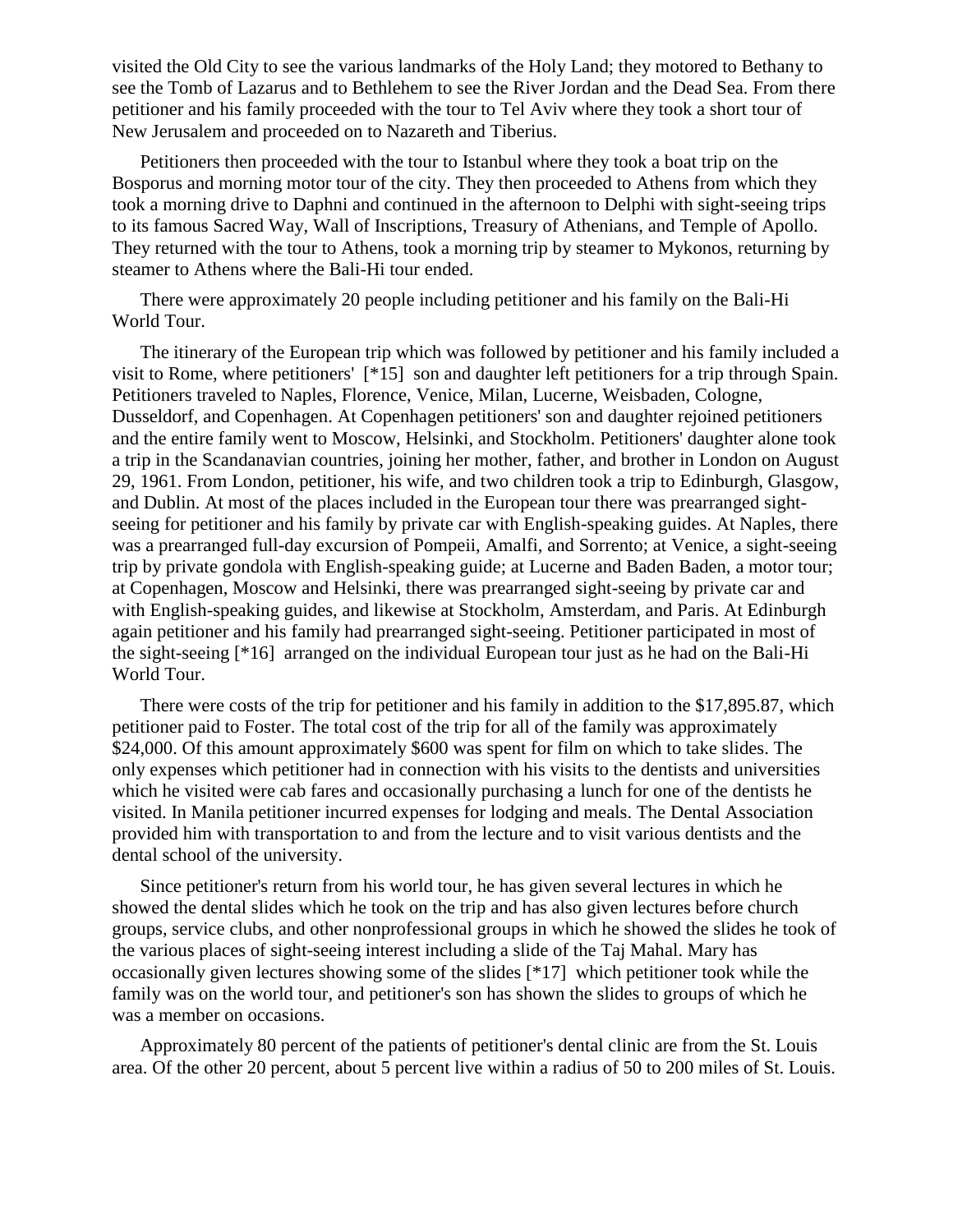visited the Old City to see the various landmarks of the Holy Land; they motored to Bethany to see the Tomb of Lazarus and to Bethlehem to see the River Jordan and the Dead Sea. From there petitioner and his family proceeded with the tour to Tel Aviv where they took a short tour of New Jerusalem and proceeded on to Nazareth and Tiberius.

Petitioners then proceeded with the tour to Istanbul where they took a boat trip on the Bosporus and morning motor tour of the city. They then proceeded to Athens from which they took a morning drive to Daphni and continued in the afternoon to Delphi with sight-seeing trips to its famous Sacred Way, Wall of Inscriptions, Treasury of Athenians, and Temple of Apollo. They returned with the tour to Athens, took a morning trip by steamer to Mykonos, returning by steamer to Athens where the Bali-Hi tour ended.

There were approximately 20 people including petitioner and his family on the Bali-Hi World Tour.

The itinerary of the European trip which was followed by petitioner and his family included a visit to Rome, where petitioners' [*15] son and daughter left petitioners for a trip through Spain. Petitioners traveled to Naples, Florence, Venice, Milan, Lucerne, Weisbaden, Cologne, Dusseldorf, and Copenhagen. At Copenhagen petitioners' son and daughter rejoined petitioners and the entire family went to Moscow, Helsinki, and Stockholm. Petitioners' daughter alone took a trip in the Scandanavian countries, joining her mother, father, and brother in London on August 29, 1961. From London, petitioner, his wife, and two children took a trip to Edinburgh, Glasgow, and Dublin. At most of the places included in the European tour there was prearranged sight-seeing for petitioner and his family by private car with English-speaking guides. At Naples, there was a prearranged full-day excursion of Pompeii, Amalfi, and Sorrento; at Venice, a sight-seeing trip by private gondola with English-speaking guide; at Lucerne and Baden Baden, a motor tour; at Copenhagen, Moscow and Helsinki, there was prearranged sight-seeing by private car and with English-speaking guides, and likewise at Stockholm, Amsterdam, and Paris. At Edinburgh again petitioner and his family had prearranged sight-seeing. Petitioner participated in most of the sight-seeing [*16] arranged on the individual European tour just as he had on the Bali-Hi World Tour.

There were costs of the trip for petitioner and his family in addition to the $17,895.87, which petitioner paid to Foster. The total cost of the trip for all of the family was approximately $24,000. Of this amount approximately $600 was spent for film on which to take slides. The only expenses which petitioner had in connection with his visits to the dentists and universities which he visited were cab fares and occasionally purchasing a lunch for one of the dentists he visited. In Manila petitioner incurred expenses for lodging and meals. The Dental Association provided him with transportation to and from the lecture and to visit various dentists and the dental school of the university.

Since petitioner's return from his world tour, he has given several lectures in which he showed the dental slides which he took on the trip and has also given lectures before church groups, service clubs, and other nonprofessional groups in which he showed the slides he took of the various places of sight-seeing interest including a slide of the Taj Mahal. Mary has occasionally given lectures showing some of the slides [*17] which petitioner took while the family was on the world tour, and petitioner's son has shown the slides to groups of which he was a member on occasions.

Approximately 80 percent of the patients of petitioner's dental clinic are from the St. Louis area. Of the other 20 percent, about 5 percent live within a radius of 50 to 200 miles of St. Louis.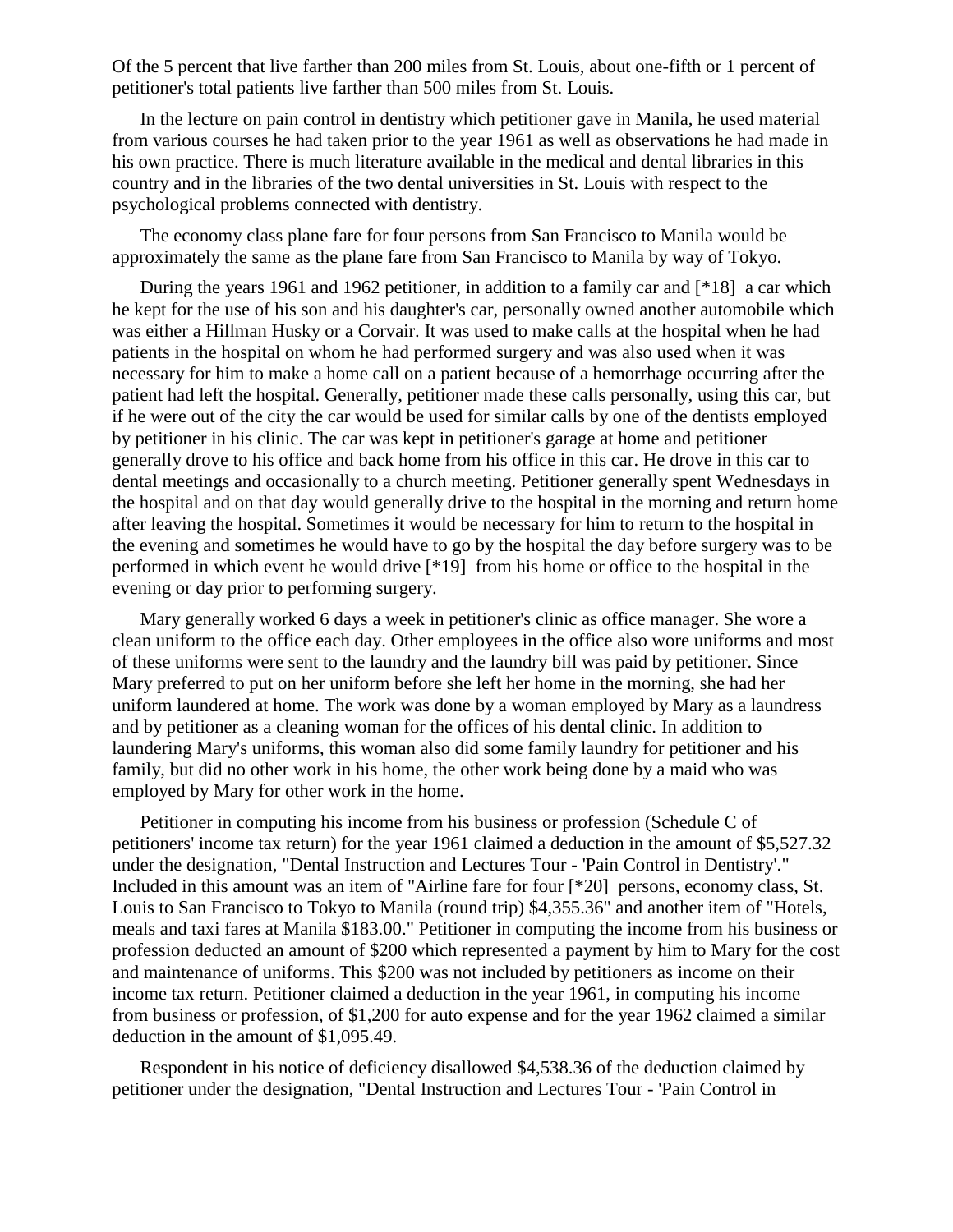Of the 5 percent that live farther than 200 miles from St. Louis, about one-fifth or 1 percent of petitioner's total patients live farther than 500 miles from St. Louis.

In the lecture on pain control in dentistry which petitioner gave in Manila, he used material from various courses he had taken prior to the year 1961 as well as observations he had made in his own practice. There is much literature available in the medical and dental libraries in this country and in the libraries of the two dental universities in St. Louis with respect to the psychological problems connected with dentistry.

The economy class plane fare for four persons from San Francisco to Manila would be approximately the same as the plane fare from San Francisco to Manila by way of Tokyo.

During the years 1961 and 1962 petitioner, in addition to a family car and [*18] a car which he kept for the use of his son and his daughter's car, personally owned another automobile which was either a Hillman Husky or a Corvair. It was used to make calls at the hospital when he had patients in the hospital on whom he had performed surgery and was also used when it was necessary for him to make a home call on a patient because of a hemorrhage occurring after the patient had left the hospital. Generally, petitioner made these calls personally, using this car, but if he were out of the city the car would be used for similar calls by one of the dentists employed by petitioner in his clinic. The car was kept in petitioner's garage at home and petitioner generally drove to his office and back home from his office in this car. He drove in this car to dental meetings and occasionally to a church meeting. Petitioner generally spent Wednesdays in the hospital and on that day would generally drive to the hospital in the morning and return home after leaving the hospital. Sometimes it would be necessary for him to return to the hospital in the evening and sometimes he would have to go by the hospital the day before surgery was to be performed in which event he would drive [*19] from his home or office to the hospital in the evening or day prior to performing surgery.

Mary generally worked 6 days a week in petitioner's clinic as office manager. She wore a clean uniform to the office each day. Other employees in the office also wore uniforms and most of these uniforms were sent to the laundry and the laundry bill was paid by petitioner. Since Mary preferred to put on her uniform before she left her home in the morning, she had her uniform laundered at home. The work was done by a woman employed by Mary as a laundress and by petitioner as a cleaning woman for the offices of his dental clinic. In addition to laundering Mary's uniforms, this woman also did some family laundry for petitioner and his family, but did no other work in his home, the other work being done by a maid who was employed by Mary for other work in the home.

Petitioner in computing his income from his business or profession (Schedule C of petitioners' income tax return) for the year 1961 claimed a deduction in the amount of $5,527.32 under the designation, "Dental Instruction and Lectures Tour - 'Pain Control in Dentistry'." Included in this amount was an item of "Airline fare for four [*20] persons, economy class, St. Louis to San Francisco to Tokyo to Manila (round trip) $4,355.36" and another item of "Hotels, meals and taxi fares at Manila $183.00." Petitioner in computing the income from his business or profession deducted an amount of $200 which represented a payment by him to Mary for the cost and maintenance of uniforms. This $200 was not included by petitioners as income on their income tax return. Petitioner claimed a deduction in the year 1961, in computing his income from business or profession, of $1,200 for auto expense and for the year 1962 claimed a similar deduction in the amount of $1,095.49.

Respondent in his notice of deficiency disallowed $4,538.36 of the deduction claimed by petitioner under the designation, "Dental Instruction and Lectures Tour - 'Pain Control in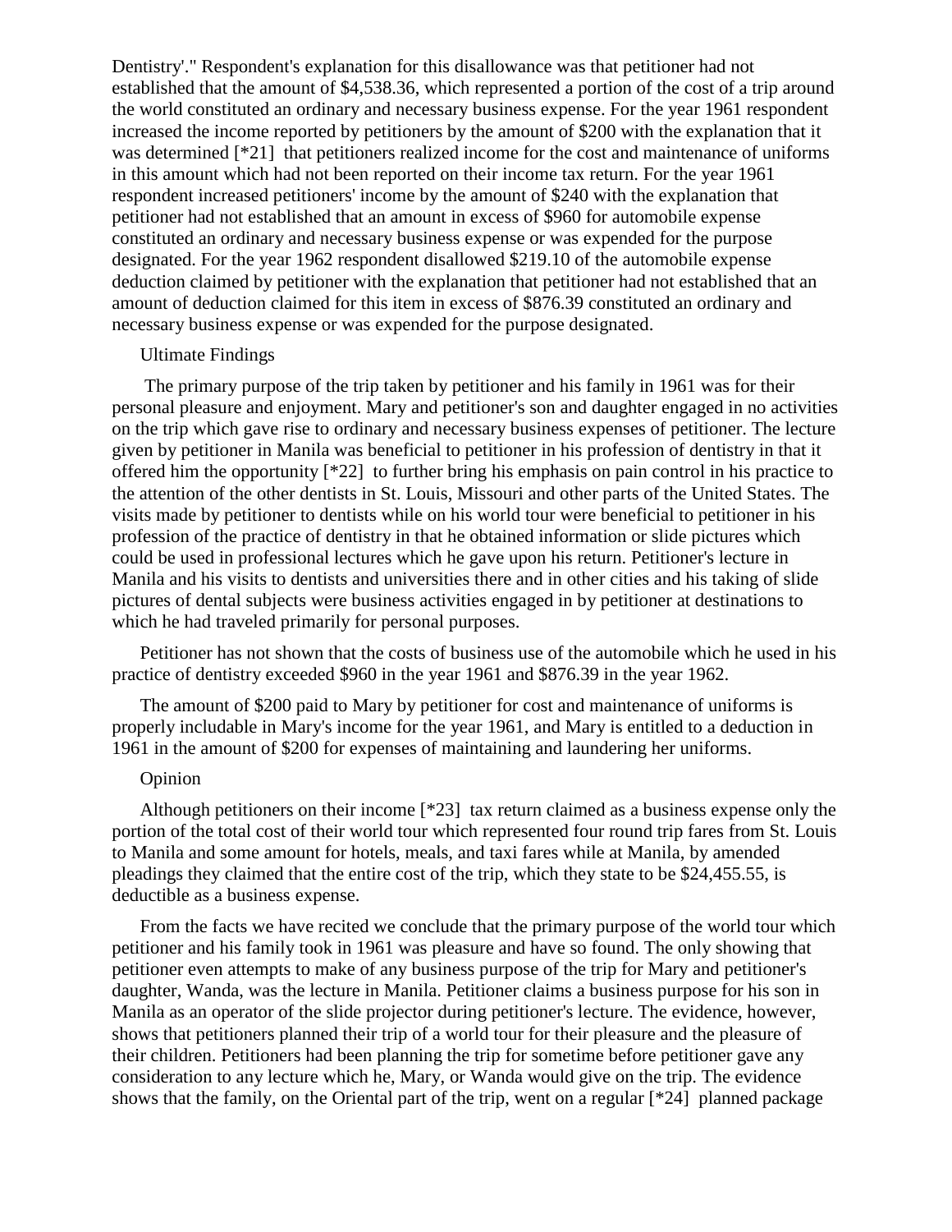Dentistry'." Respondent's explanation for this disallowance was that petitioner had not established that the amount of $4,538.36, which represented a portion of the cost of a trip around the world constituted an ordinary and necessary business expense. For the year 1961 respondent increased the income reported by petitioners by the amount of $200 with the explanation that it was determined [*21] that petitioners realized income for the cost and maintenance of uniforms in this amount which had not been reported on their income tax return. For the year 1961 respondent increased petitioners' income by the amount of $240 with the explanation that petitioner had not established that an amount in excess of $960 for automobile expense constituted an ordinary and necessary business expense or was expended for the purpose designated. For the year 1962 respondent disallowed $219.10 of the automobile expense deduction claimed by petitioner with the explanation that petitioner had not established that an amount of deduction claimed for this item in excess of $876.39 constituted an ordinary and necessary business expense or was expended for the purpose designated.

Ultimate Findings

The primary purpose of the trip taken by petitioner and his family in 1961 was for their personal pleasure and enjoyment. Mary and petitioner's son and daughter engaged in no activities on the trip which gave rise to ordinary and necessary business expenses of petitioner. The lecture given by petitioner in Manila was beneficial to petitioner in his profession of dentistry in that it offered him the opportunity [*22] to further bring his emphasis on pain control in his practice to the attention of the other dentists in St. Louis, Missouri and other parts of the United States. The visits made by petitioner to dentists while on his world tour were beneficial to petitioner in his profession of the practice of dentistry in that he obtained information or slide pictures which could be used in professional lectures which he gave upon his return. Petitioner's lecture in Manila and his visits to dentists and universities there and in other cities and his taking of slide pictures of dental subjects were business activities engaged in by petitioner at destinations to which he had traveled primarily for personal purposes.

Petitioner has not shown that the costs of business use of the automobile which he used in his practice of dentistry exceeded $960 in the year 1961 and $876.39 in the year 1962.

The amount of $200 paid to Mary by petitioner for cost and maintenance of uniforms is properly includable in Mary's income for the year 1961, and Mary is entitled to a deduction in 1961 in the amount of $200 for expenses of maintaining and laundering her uniforms.

Opinion

Although petitioners on their income [*23] tax return claimed as a business expense only the portion of the total cost of their world tour which represented four round trip fares from St. Louis to Manila and some amount for hotels, meals, and taxi fares while at Manila, by amended pleadings they claimed that the entire cost of the trip, which they state to be $24,455.55, is deductible as a business expense.

From the facts we have recited we conclude that the primary purpose of the world tour which petitioner and his family took in 1961 was pleasure and have so found. The only showing that petitioner even attempts to make of any business purpose of the trip for Mary and petitioner's daughter, Wanda, was the lecture in Manila. Petitioner claims a business purpose for his son in Manila as an operator of the slide projector during petitioner's lecture. The evidence, however, shows that petitioners planned their trip of a world tour for their pleasure and the pleasure of their children. Petitioners had been planning the trip for sometime before petitioner gave any consideration to any lecture which he, Mary, or Wanda would give on the trip. The evidence shows that the family, on the Oriental part of the trip, went on a regular [*24] planned package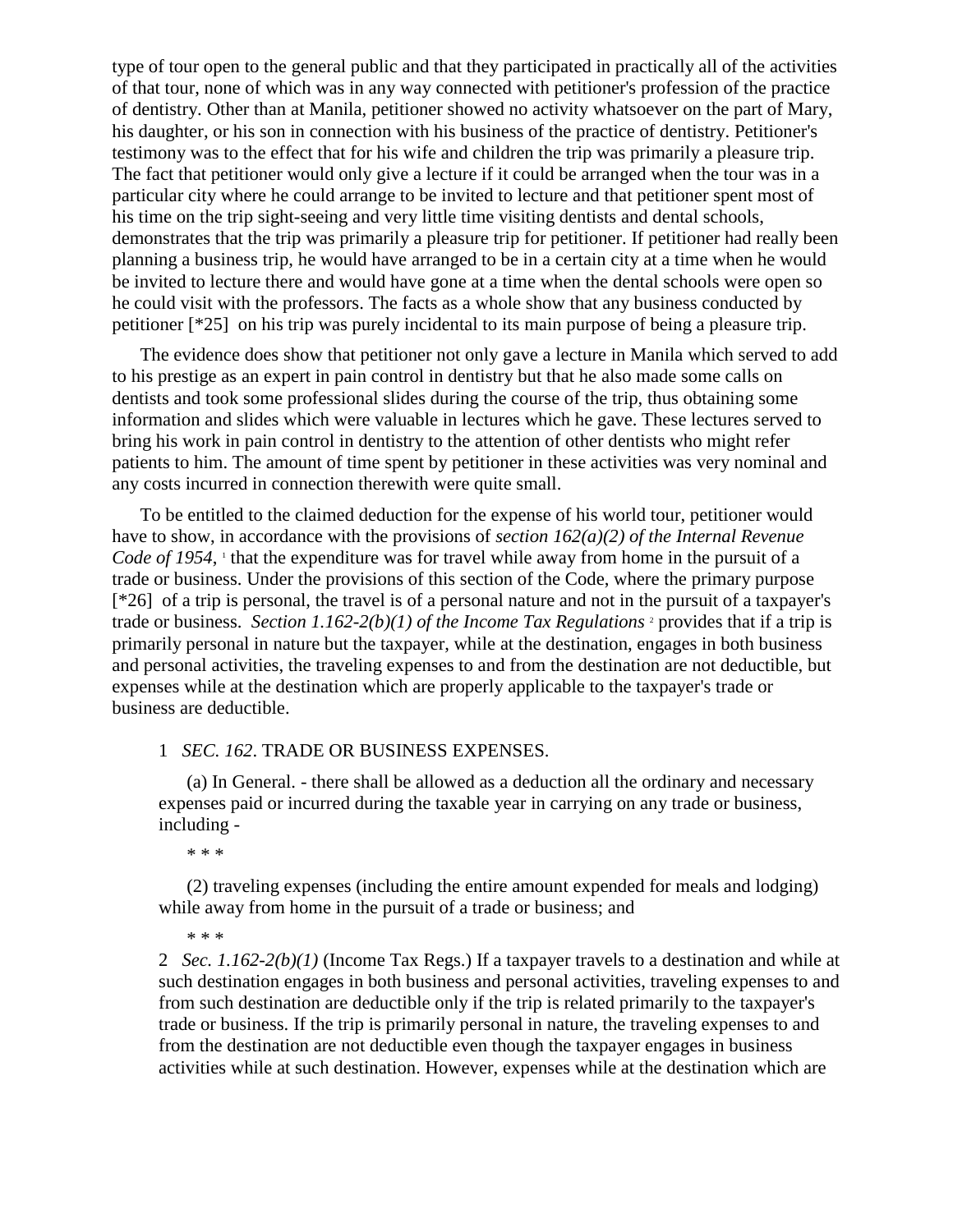type of tour open to the general public and that they participated in practically all of the activities of that tour, none of which was in any way connected with petitioner's profession of the practice of dentistry. Other than at Manila, petitioner showed no activity whatsoever on the part of Mary, his daughter, or his son in connection with his business of the practice of dentistry. Petitioner's testimony was to the effect that for his wife and children the trip was primarily a pleasure trip. The fact that petitioner would only give a lecture if it could be arranged when the tour was in a particular city where he could arrange to be invited to lecture and that petitioner spent most of his time on the trip sight-seeing and very little time visiting dentists and dental schools, demonstrates that the trip was primarily a pleasure trip for petitioner. If petitioner had really been planning a business trip, he would have arranged to be in a certain city at a time when he would be invited to lecture there and would have gone at a time when the dental schools were open so he could visit with the professors. The facts as a whole show that any business conducted by petitioner [*25] on his trip was purely incidental to its main purpose of being a pleasure trip.

The evidence does show that petitioner not only gave a lecture in Manila which served to add to his prestige as an expert in pain control in dentistry but that he also made some calls on dentists and took some professional slides during the course of the trip, thus obtaining some information and slides which were valuable in lectures which he gave. These lectures served to bring his work in pain control in dentistry to the attention of other dentists who might refer patients to him. The amount of time spent by petitioner in these activities was very nominal and any costs incurred in connection therewith were quite small.

To be entitled to the claimed deduction for the expense of his world tour, petitioner would have to show, in accordance with the provisions of *section 162(a)(2) of the Internal Revenue Code of 1954,* [1] that the expenditure was for travel while away from home in the pursuit of a trade or business. Under the provisions of this section of the Code, where the primary purpose [*26] of a trip is personal, the travel is of a personal nature and not in the pursuit of a taxpayer's trade or business. *Section 1.162-2(b)(1) of the Income Tax Regulations* [2] provides that if a trip is primarily personal in nature but the taxpayer, while at the destination, engages in both business and personal activities, the traveling expenses to and from the destination are not deductible, but expenses while at the destination which are properly applicable to the taxpayer's trade or business are deductible.

1 *SEC. 162*. TRADE OR BUSINESS EXPENSES.

(a) In General. - there shall be allowed as a deduction all the ordinary and necessary expenses paid or incurred during the taxable year in carrying on any trade or business, including -

* * *

(2) traveling expenses (including the entire amount expended for meals and lodging) while away from home in the pursuit of a trade or business; and

* * *

2 *Sec. 1.162-2(b)(1)* (Income Tax Regs.) If a taxpayer travels to a destination and while at such destination engages in both business and personal activities, traveling expenses to and from such destination are deductible only if the trip is related primarily to the taxpayer's trade or business. If the trip is primarily personal in nature, the traveling expenses to and from the destination are not deductible even though the taxpayer engages in business activities while at such destination. However, expenses while at the destination which are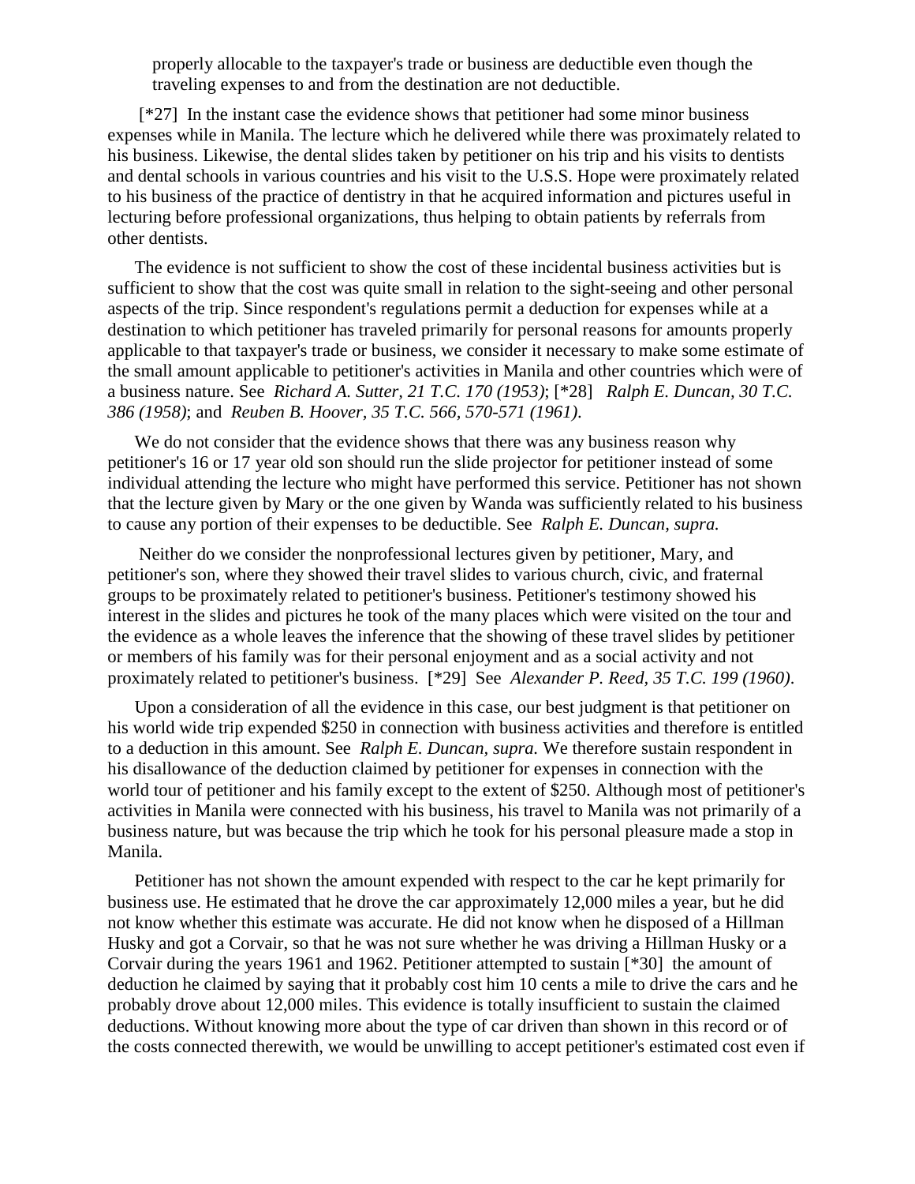properly allocable to the taxpayer's trade or business are deductible even though the traveling expenses to and from the destination are not deductible.

[*27] In the instant case the evidence shows that petitioner had some minor business expenses while in Manila. The lecture which he delivered while there was proximately related to his business. Likewise, the dental slides taken by petitioner on his trip and his visits to dentists and dental schools in various countries and his visit to the U.S.S. Hope were proximately related to his business of the practice of dentistry in that he acquired information and pictures useful in lecturing before professional organizations, thus helping to obtain patients by referrals from other dentists.

The evidence is not sufficient to show the cost of these incidental business activities but is sufficient to show that the cost was quite small in relation to the sight-seeing and other personal aspects of the trip. Since respondent's regulations permit a deduction for expenses while at a destination to which petitioner has traveled primarily for personal reasons for amounts properly applicable to that taxpayer's trade or business, we consider it necessary to make some estimate of the small amount applicable to petitioner's activities in Manila and other countries which were of a business nature. See *Richard A. Sutter, 21 T.C. 170 (1953)*; [*28] *Ralph E. Duncan, 30 T.C. 386 (1958)*; and *Reuben B. Hoover, 35 T.C. 566, 570-571 (1961)*.

We do not consider that the evidence shows that there was any business reason why petitioner's 16 or 17 year old son should run the slide projector for petitioner instead of some individual attending the lecture who might have performed this service. Petitioner has not shown that the lecture given by Mary or the one given by Wanda was sufficiently related to his business to cause any portion of their expenses to be deductible. See *Ralph E. Duncan, supra.*

Neither do we consider the nonprofessional lectures given by petitioner, Mary, and petitioner's son, where they showed their travel slides to various church, civic, and fraternal groups to be proximately related to petitioner's business. Petitioner's testimony showed his interest in the slides and pictures he took of the many places which were visited on the tour and the evidence as a whole leaves the inference that the showing of these travel slides by petitioner or members of his family was for their personal enjoyment and as a social activity and not proximately related to petitioner's business. [*29] See *Alexander P. Reed, 35 T.C. 199 (1960)*.

Upon a consideration of all the evidence in this case, our best judgment is that petitioner on his world wide trip expended $250 in connection with business activities and therefore is entitled to a deduction in this amount. See *Ralph E. Duncan, supra.* We therefore sustain respondent in his disallowance of the deduction claimed by petitioner for expenses in connection with the world tour of petitioner and his family except to the extent of $250. Although most of petitioner's activities in Manila were connected with his business, his travel to Manila was not primarily of a business nature, but was because the trip which he took for his personal pleasure made a stop in Manila.

Petitioner has not shown the amount expended with respect to the car he kept primarily for business use. He estimated that he drove the car approximately 12,000 miles a year, but he did not know whether this estimate was accurate. He did not know when he disposed of a Hillman Husky and got a Corvair, so that he was not sure whether he was driving a Hillman Husky or a Corvair during the years 1961 and 1962. Petitioner attempted to sustain [*30] the amount of deduction he claimed by saying that it probably cost him 10 cents a mile to drive the cars and he probably drove about 12,000 miles. This evidence is totally insufficient to sustain the claimed deductions. Without knowing more about the type of car driven than shown in this record or of the costs connected therewith, we would be unwilling to accept petitioner's estimated cost even if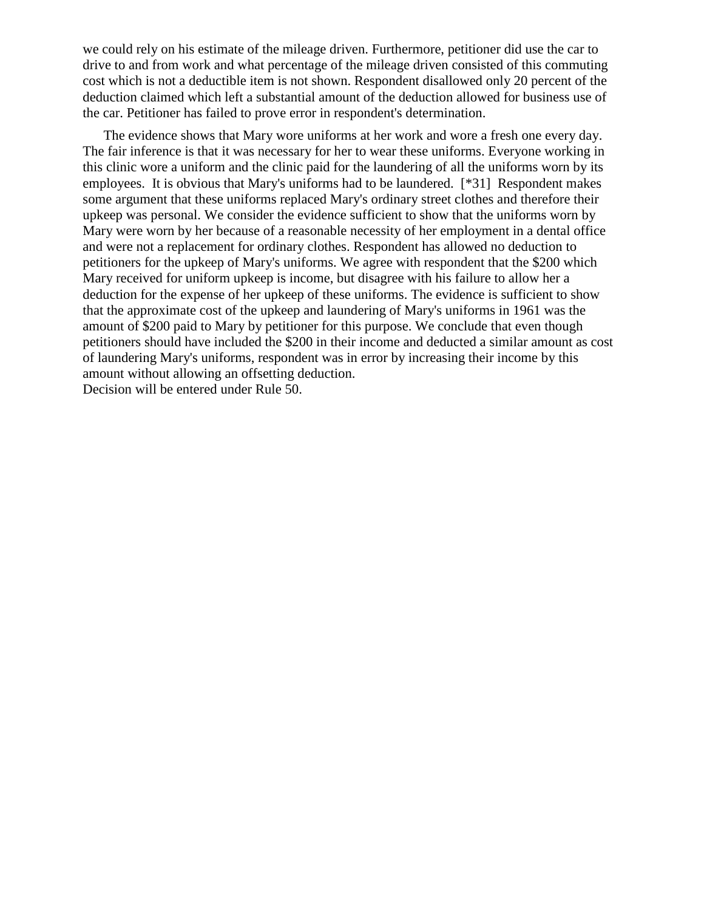we could rely on his estimate of the mileage driven. Furthermore, petitioner did use the car to drive to and from work and what percentage of the mileage driven consisted of this commuting cost which is not a deductible item is not shown. Respondent disallowed only 20 percent of the deduction claimed which left a substantial amount of the deduction allowed for business use of the car. Petitioner has failed to prove error in respondent's determination.

The evidence shows that Mary wore uniforms at her work and wore a fresh one every day. The fair inference is that it was necessary for her to wear these uniforms. Everyone working in this clinic wore a uniform and the clinic paid for the laundering of all the uniforms worn by its employees. It is obvious that Mary's uniforms had to be laundered. [*31] Respondent makes some argument that these uniforms replaced Mary's ordinary street clothes and therefore their upkeep was personal. We consider the evidence sufficient to show that the uniforms worn by Mary were worn by her because of a reasonable necessity of her employment in a dental office and were not a replacement for ordinary clothes. Respondent has allowed no deduction to petitioners for the upkeep of Mary's uniforms. We agree with respondent that the $200 which Mary received for uniform upkeep is income, but disagree with his failure to allow her a deduction for the expense of her upkeep of these uniforms. The evidence is sufficient to show that the approximate cost of the upkeep and laundering of Mary's uniforms in 1961 was the amount of $200 paid to Mary by petitioner for this purpose. We conclude that even though petitioners should have included the $200 in their income and deducted a similar amount as cost of laundering Mary's uniforms, respondent was in error by increasing their income by this amount without allowing an offsetting deduction.

Decision will be entered under Rule 50.